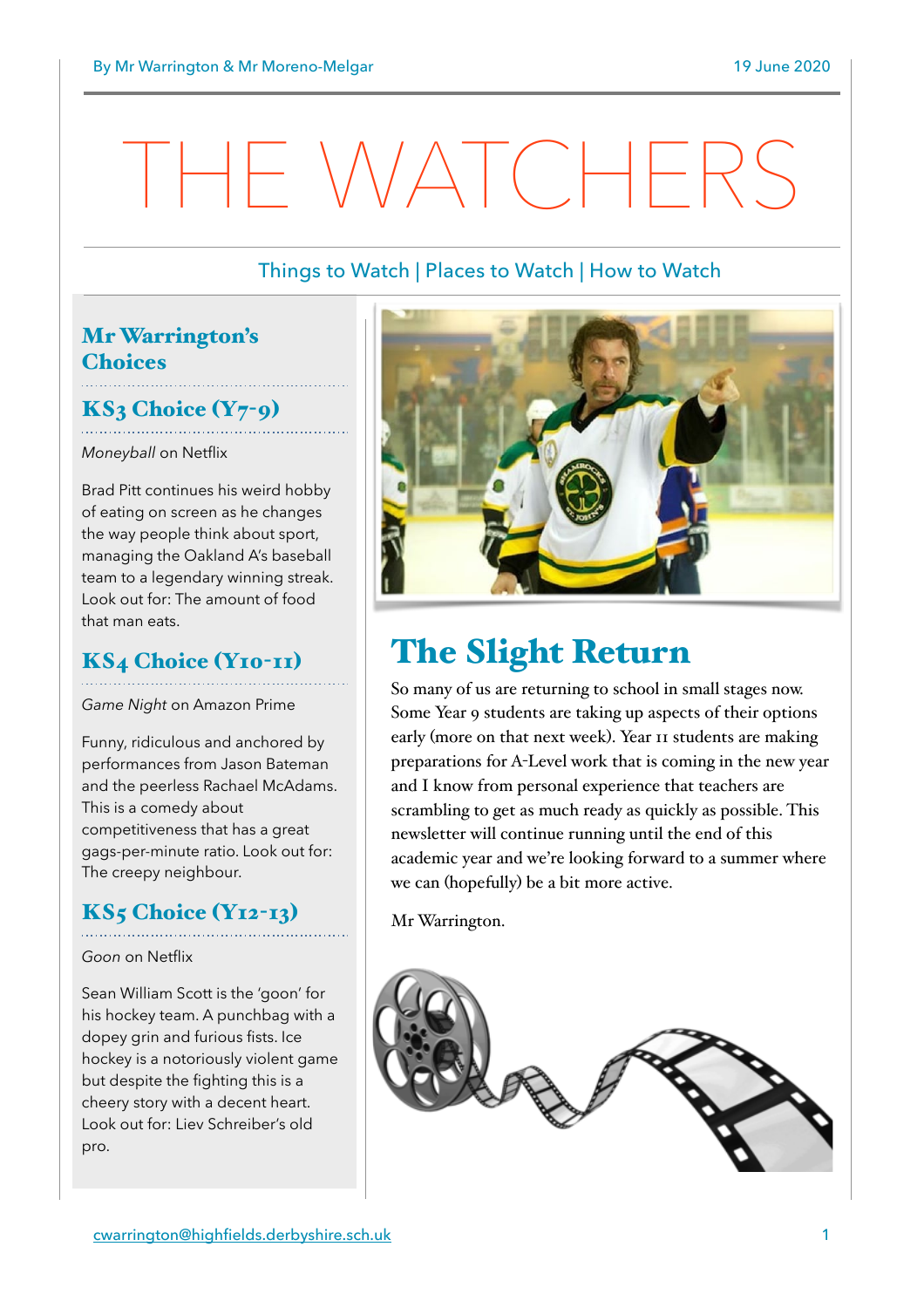By Mr Warrington & Mr Moreno-Melgar

19 June 2020

# THE WATCHERS

Things to Watch | Places to Watch | How to Watch

## Mr Warrington's Choices

### KS3 Choice (Y7-9)

*Moneyball* on Netflix

Brad Pitt continues his weird hobby of eating on screen as he changes the way people think about sport, managing the Oakland A's baseball team to a legendary winning streak. Look out for: The amount of food that man eats.

### KS4 Choice (Y10-11)

*Game Night* on Amazon Prime

Funny, ridiculous and anchored by performances from Jason Bateman and the peerless Rachael McAdams. This is a comedy about competitiveness that has a great gags-per-minute ratio. Look out for: The creepy neighbour.

### KS5 Choice (Y12-13)

*Goon* on Netflix

Sean William Scott is the 'goon' for his hockey team. A punchbag with a dopey grin and furious fists. Ice hockey is a notoriously violent game but despite the fighting this is a cheery story with a decent heart. Look out for: Liev Schreiber's old pro.

## The Slight Return

So many of us are returning to school in small stages now. Some Year 9 students are taking up aspects of their options early (more on that next week). Year 11 students are making preparations for A-Level work that is coming in the new year and I know from personal experience that teachers are scrambling to get as much ready as quickly as possible. This newsletter will continue running until the end of this academic year and we're looking forward to a summer where we can (hopefully) be a bit more active.

Mr Warrington.

cwarrington@highfields.derbyshire.sch.uk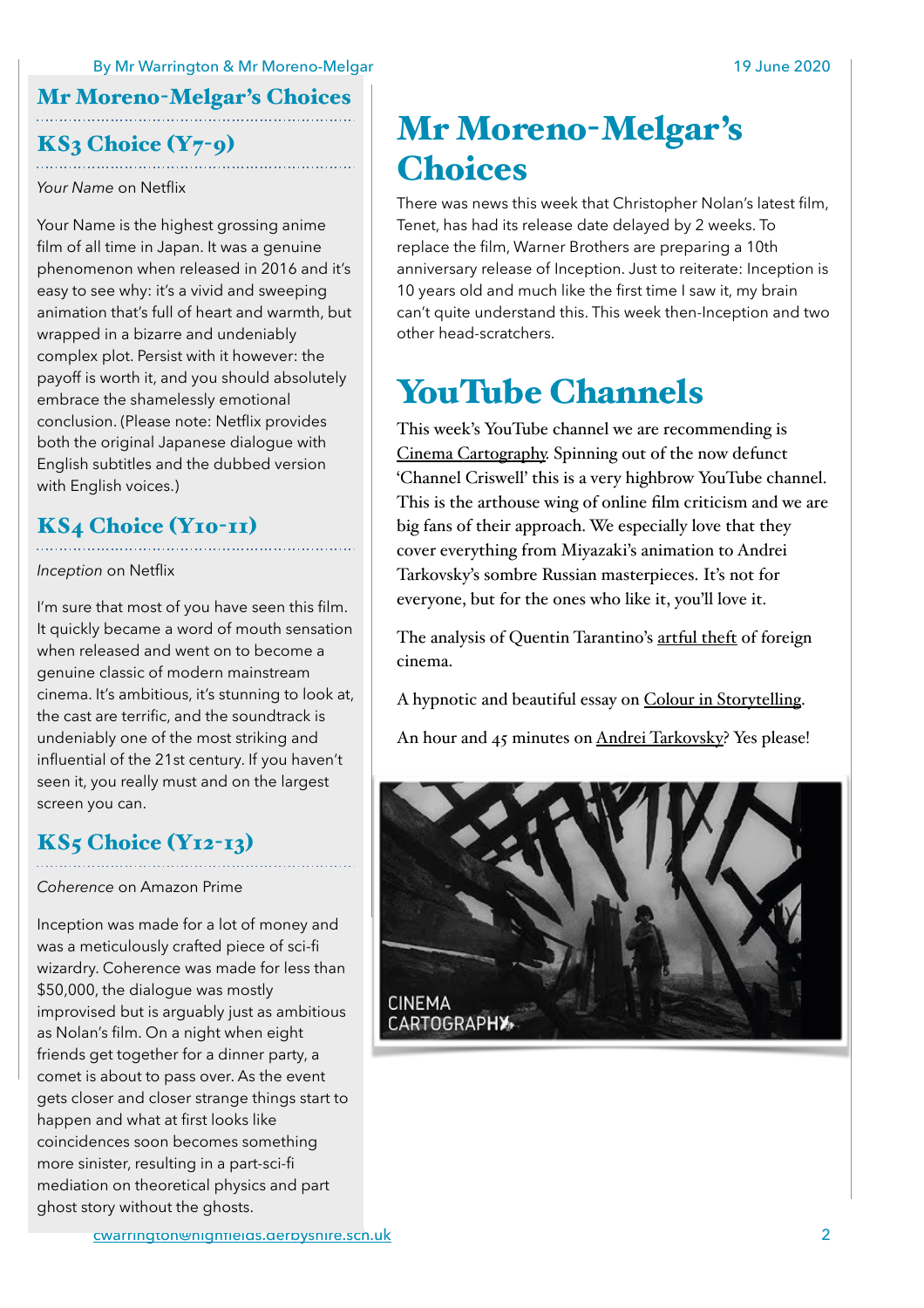## Mr Moreno-Melgar's Choices

There was news this week that Christopher Nolan's latest film, Tenet, has had its release date delayed by 2 weeks. To replace the film, Warner Brothers are preparing a 10th anniversary release of Inception. Just to reiterate: Inception is 10 years old and much like the first time I saw it, my brain can't quite understand this. This week then-Inception and two other head-scratchers.

### KS3 Choice (Y7-9)

*Your Name* on Netflix

Your Name is the highest grossing anime film of all time in Japan. It was a genuine phenomenon when released in 2016 and it's easy to see why: it's a vivid and sweeping animation that's full of heart and warmth, but wrapped in a bizarre and undeniably complex plot. Persist with it however: the payoff is worth it, and you should absolutely embrace the shamelessly emotional conclusion. (Please note: Netflix provides both the original Japanese dialogue with English subtitles and the dubbed version with English voices.)

### KS4 Choice (Y10-11)

*Inception* on Netflix

I'm sure that most of you have seen this film. It quickly became a word of mouth sensation when released and went on to become a genuine classic of modern mainstream cinema. It's ambitious, it's stunning to look at, the cast are terrific, and the soundtrack is undeniably one of the most striking and influential of the 21st century. If you haven't seen it, you really must and on the largest screen you can.

### KS5 Choice (Y12-13)

*Coherence* on Amazon Prime

Inception was made for a lot of money and was a meticulously crafted piece of sci-fi wizardry. Coherence was made for less than $50,000, the dialogue was mostly improvised but is arguably just as ambitious as Nolan's film. On a night when eight friends get together for a dinner party, a comet is about to pass over. As the event gets closer and closer strange things start to happen and what at first looks like coincidences soon becomes something more sinister, resulting in a part-sci-fi mediation on theoretical physics and part ghost story without the ghosts.

## YouTube Channels

This week's YouTube channel we are recommending is Cinema Cartography. Spinning out of the now defunct 'Channel Criswell' this is a very highbrow YouTube channel. This is the arthouse wing of online film criticism and we are big fans of their approach. We especially love that they cover everything from Miyazaki's animation to Andrei Tarkovsky's sombre Russian masterpieces. It's not for everyone, but for the ones who like it, you'll love it.

The analysis of Quentin Tarantino's artful theft of foreign cinema.

A hypnotic and beautiful essay on Colour in Storytelling.

An hour and 45 minutes on Andrei Tarkovsky? Yes please!

CINEMA CARTOGRAPHY